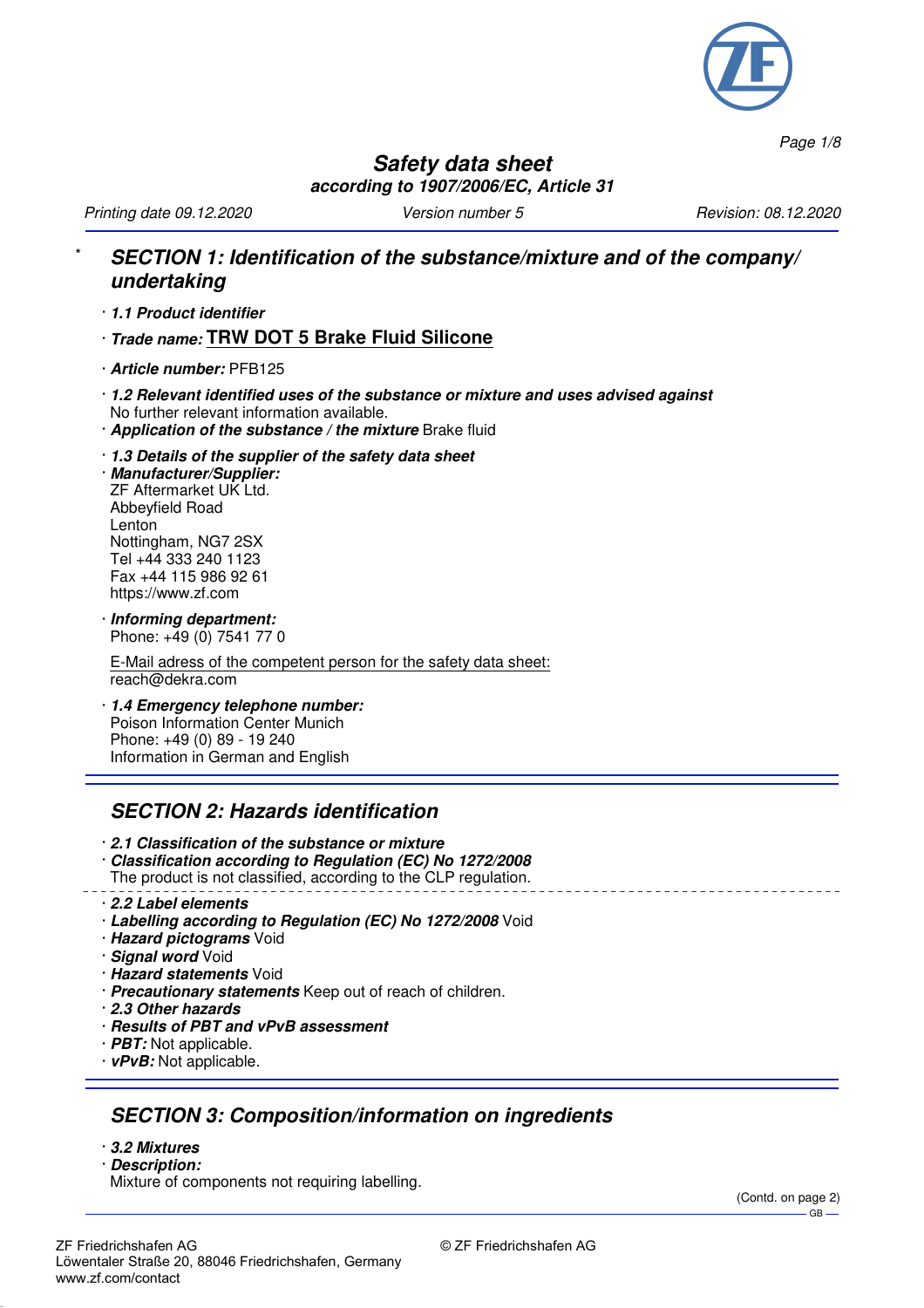# Safety data sheet

***according to 1907/2006/EC, Article 31***

*Printing date 09.12.2020* *Version number 5* *Revision: 08.12.2020*

## * SECTION 1: Identification of the substance/mixture and of the company/undertaking

· ***1.1 Product identifier***

· ***Trade name:*** **TRW DOT 5 Brake Fluid Silicone**

· ***Article number:*** PFB125

· ***1.2 Relevant identified uses of the substance or mixture and uses advised against***
No further relevant information available.

· ***Application of the substance / the mixture*** Brake fluid

· ***1.3 Details of the supplier of the safety data sheet***

· ***Manufacturer/Supplier:***
ZF Aftermarket UK Ltd.
Abbeyfield Road
Lenton
Nottingham, NG7 2SX
Tel +44 333 240 1123
Fax +44 115 986 92 61
https://www.zf.com

· ***Informing department:***
Phone: +49 (0) 7541 77 0

E-Mail adress of the competent person for the safety data sheet:
reach@dekra.com

· ***1.4 Emergency telephone number:***
Poison Information Center Munich
Phone: +49 (0) 89 - 19 240
Information in German and English

## SECTION 2: Hazards identification

· ***2.1 Classification of the substance or mixture***

· ***Classification according to Regulation (EC) No 1272/2008***
The product is not classified, according to the CLP regulation.

· ***2.2 Label elements***

· ***Labelling according to Regulation (EC) No 1272/2008*** Void

· ***Hazard pictograms*** Void

· ***Signal word*** Void

· ***Hazard statements*** Void

· ***Precautionary statements*** Keep out of reach of children.

· ***2.3 Other hazards***

· ***Results of PBT and vPvB assessment***

· ***PBT:*** Not applicable.

· ***vPvB:*** Not applicable.

## SECTION 3: Composition/information on ingredients

· ***3.2 Mixtures***

· ***Description:***
Mixture of components not requiring labelling.

(Contd. on page 2)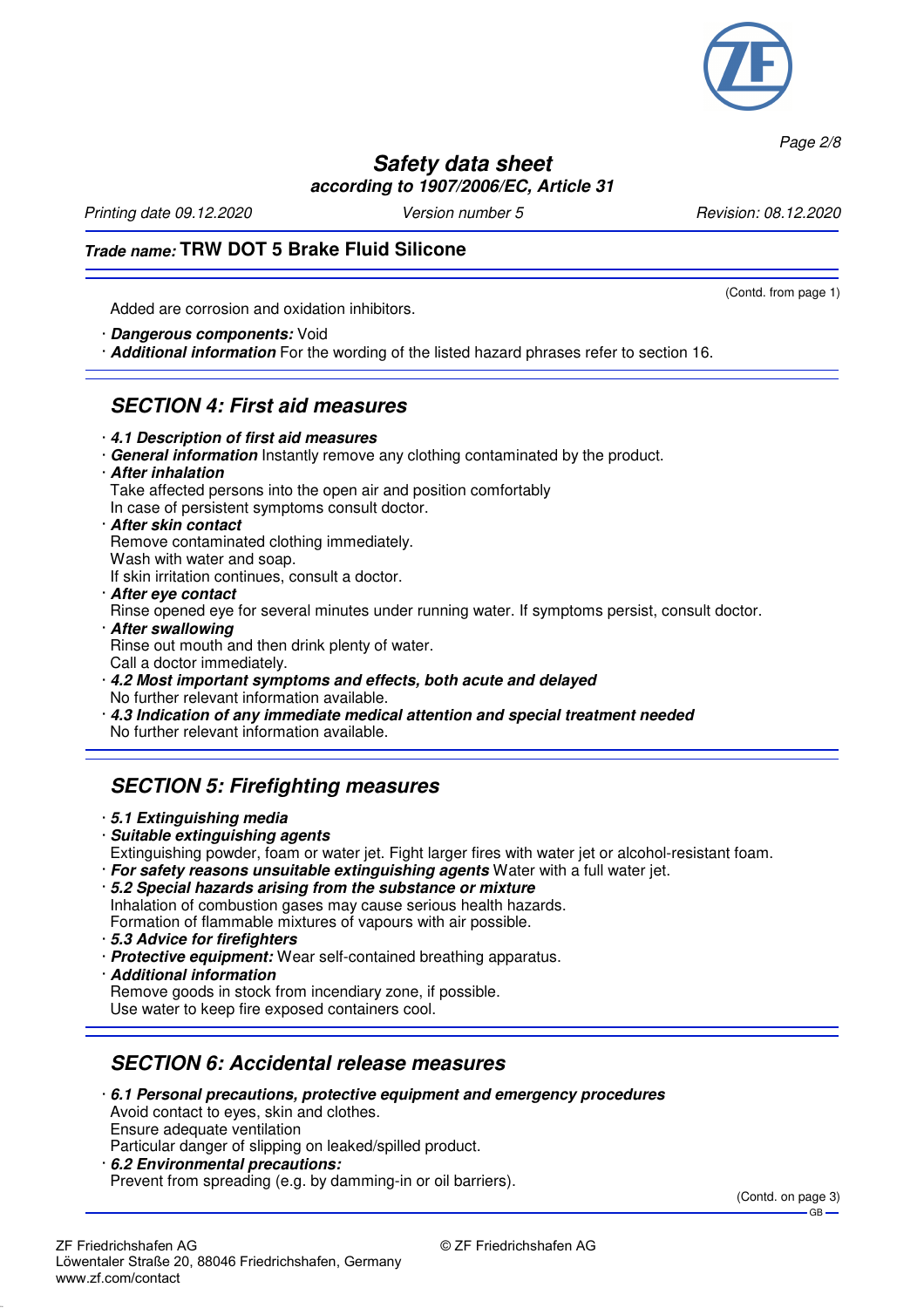Added are corrosion and oxidation inhibitors.

· ***Dangerous components:*** Void
· ***Additional information*** For the wording of the listed hazard phrases refer to section 16.

## SECTION 4: First aid measures

· ***4.1 Description of first aid measures***
· ***General information*** Instantly remove any clothing contaminated by the product.
· ***After inhalation***
Take affected persons into the open air and position comfortably
In case of persistent symptoms consult doctor.
· ***After skin contact***
Remove contaminated clothing immediately.
Wash with water and soap.
If skin irritation continues, consult a doctor.
· ***After eye contact***
Rinse opened eye for several minutes under running water. If symptoms persist, consult doctor.
· ***After swallowing***
Rinse out mouth and then drink plenty of water.
Call a doctor immediately.
· ***4.2 Most important symptoms and effects, both acute and delayed***
No further relevant information available.
· ***4.3 Indication of any immediate medical attention and special treatment needed***
No further relevant information available.

## SECTION 5: Firefighting measures

· ***5.1 Extinguishing media***
· ***Suitable extinguishing agents***
Extinguishing powder, foam or water jet. Fight larger fires with water jet or alcohol-resistant foam.
· ***For safety reasons unsuitable extinguishing agents*** Water with a full water jet.
· ***5.2 Special hazards arising from the substance or mixture***
Inhalation of combustion gases may cause serious health hazards.
Formation of flammable mixtures of vapours with air possible.
· ***5.3 Advice for firefighters***
· ***Protective equipment:*** Wear self-contained breathing apparatus.
· ***Additional information***
Remove goods in stock from incendiary zone, if possible.
Use water to keep fire exposed containers cool.

## SECTION 6: Accidental release measures

· ***6.1 Personal precautions, protective equipment and emergency procedures***
Avoid contact to eyes, skin and clothes.
Ensure adequate ventilation
Particular danger of slipping on leaked/spilled product.
· ***6.2 Environmental precautions:***
Prevent from spreading (e.g. by damming-in or oil barriers).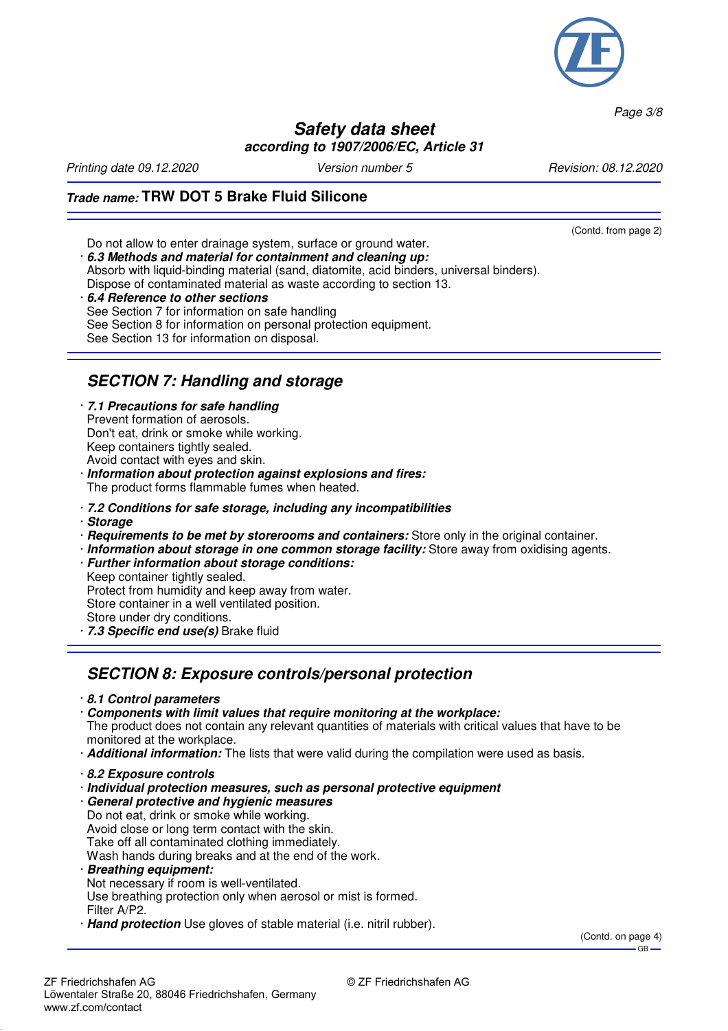(Contd. from page 2)

Do not allow to enter drainage system, surface or ground water.

· ***6.3 Methods and material for containment and cleaning up:***
Absorb with liquid-binding material (sand, diatomite, acid binders, universal binders).
Dispose of contaminated material as waste according to section 13.

· ***6.4 Reference to other sections***
See Section 7 for information on safe handling
See Section 8 for information on personal protection equipment.
See Section 13 for information on disposal.

## SECTION 7: Handling and storage

· ***7.1 Precautions for safe handling***
Prevent formation of aerosols.
Don't eat, drink or smoke while working.
Keep containers tightly sealed.
Avoid contact with eyes and skin.

· ***Information about protection against explosions and fires:***
The product forms flammable fumes when heated.

· ***7.2 Conditions for safe storage, including any incompatibilities***

· ***Storage***

· ***Requirements to be met by storerooms and containers:*** Store only in the original container.

· ***Information about storage in one common storage facility:*** Store away from oxidising agents.

· ***Further information about storage conditions:***
Keep container tightly sealed.
Protect from humidity and keep away from water.
Store container in a well ventilated position.
Store under dry conditions.

· ***7.3 Specific end use(s)*** Brake fluid

## SECTION 8: Exposure controls/personal protection

· ***8.1 Control parameters***

· ***Components with limit values that require monitoring at the workplace:***
The product does not contain any relevant quantities of materials with critical values that have to be monitored at the workplace.

· ***Additional information:*** The lists that were valid during the compilation were used as basis.

· ***8.2 Exposure controls***

· ***Individual protection measures, such as personal protective equipment***

· ***General protective and hygienic measures***
Do not eat, drink or smoke while working.
Avoid close or long term contact with the skin.
Take off all contaminated clothing immediately.
Wash hands during breaks and at the end of the work.

· ***Breathing equipment:***
Not necessary if room is well-ventilated.
Use breathing protection only when aerosol or mist is formed.
Filter A/P2.

· ***Hand protection*** Use gloves of stable material (i.e. nitril rubber).

(Contd. on page 4)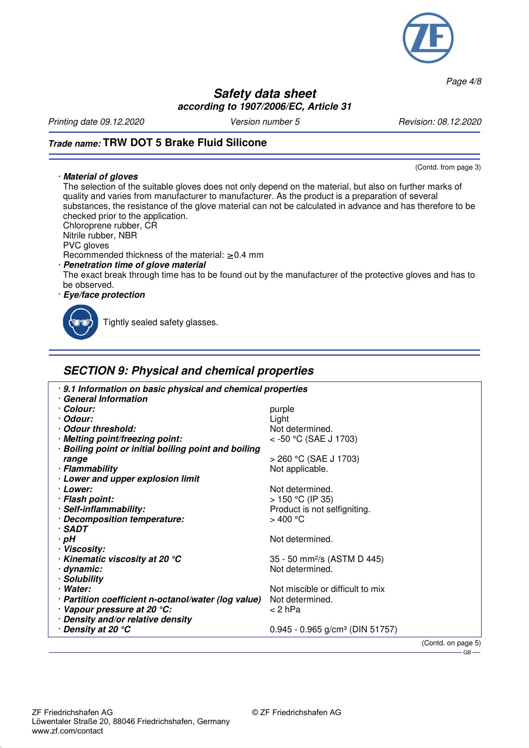**Trade name: TRW DOT 5 Brake Fluid Silicone**

(Contd. from page 3)

· ***Material of gloves***

The selection of the suitable gloves does not only depend on the material, but also on further marks of quality and varies from manufacturer to manufacturer. As the product is a preparation of several substances, the resistance of the glove material can not be calculated in advance and has therefore to be checked prior to the application.

Chloroprene rubber, CR

Nitrile rubber, NBR

PVC gloves

Recommended thickness of the material: ≥0.4 mm

· ***Penetration time of glove material***

The exact break through time has to be found out by the manufacturer of the protective gloves and has to be observed.

· ***Eye/face protection***

Tightly sealed safety glasses.

## SECTION 9: Physical and chemical properties

| | |
|---|---|
| · ***9.1 Information on basic physical and chemical properties*** | |
| · ***General Information*** | |
| · ***Colour:*** | purple |
| · ***Odour:*** | Light |
| · ***Odour threshold:*** | Not determined. |
| · ***Melting point/freezing point:*** | < -50 °C (SAE J 1703) |
| · ***Boiling point or initial boiling point and boiling range*** | > 260 °C (SAE J 1703) |
| · ***Flammability*** | Not applicable. |
| · ***Lower and upper explosion limit*** | |
| · ***Lower:*** | Not determined. |
| · ***Flash point:*** | > 150 °C (IP 35) |
| · ***Self-inflammability:*** | Product is not selfigniting. |
| · ***Decomposition temperature:*** | > 400 °C |
| · ***SADT*** | |
| · ***pH*** | Not determined. |
| · ***Viscosity:*** | |
| · ***Kinematic viscosity at 20 °C*** | 35 - 50 mm²/s (ASTM D 445) |
| · ***dynamic:*** | Not determined. |
| · ***Solubility*** | |
| · ***Water:*** | Not miscible or difficult to mix |
| · ***Partition coefficient n-octanol/water (log value)*** | Not determined. |
| · ***Vapour pressure at 20 °C:*** | < 2 hPa |
| · ***Density and/or relative density*** | |
| · ***Density at 20 °C*** | 0.945 - 0.965 g/cm³ (DIN 51757) |

(Contd. on page 5)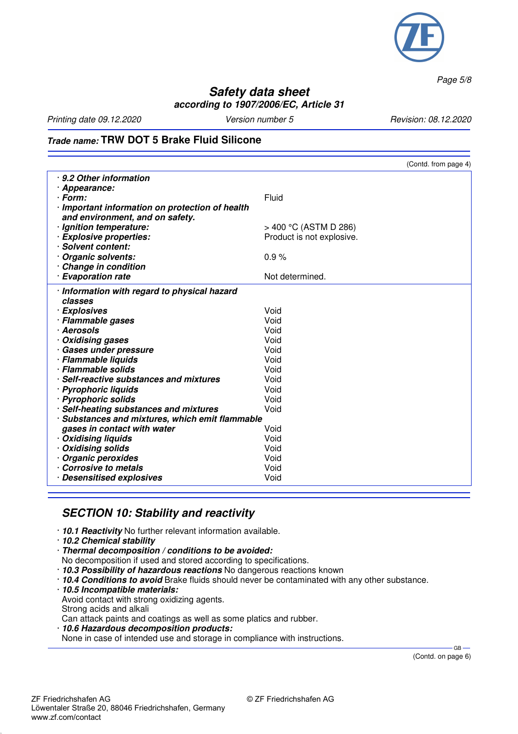Trade name: **TRW DOT 5 Brake Fluid Silicone**

(Contd. from page 4)

| | |
|---|---|
| · ***9.2 Other information*** | |
| · ***Appearance:*** | |
| · ***Form:*** | Fluid |
| · ***Important information on protection of health and environment, and on safety.*** | |
| · ***Ignition temperature:*** | > 400 °C (ASTM D 286) |
| · ***Explosive properties:*** | Product is not explosive. |
| · ***Solvent content:*** | |
| · ***Organic solvents:*** | 0.9 % |
| · ***Change in condition*** | |
| · ***Evaporation rate*** | Not determined. |

| | |
|---|---|
| · ***Information with regard to physical hazard classes*** | |
| · ***Explosives*** | Void |
| · ***Flammable gases*** | Void |
| · ***Aerosols*** | Void |
| · ***Oxidising gases*** | Void |
| · ***Gases under pressure*** | Void |
| · ***Flammable liquids*** | Void |
| · ***Flammable solids*** | Void |
| · ***Self-reactive substances and mixtures*** | Void |
| · ***Pyrophoric liquids*** | Void |
| · ***Pyrophoric solids*** | Void |
| · ***Self-heating substances and mixtures*** | Void |
| · ***Substances and mixtures, which emit flammable gases in contact with water*** | Void |
| · ***Oxidising liquids*** | Void |
| · ***Oxidising solids*** | Void |
| · ***Organic peroxides*** | Void |
| · ***Corrosive to metals*** | Void |
| · ***Desensitised explosives*** | Void |

## SECTION 10: Stability and reactivity

- ***10.1 Reactivity*** No further relevant information available.
- ***10.2 Chemical stability***
- ***Thermal decomposition / conditions to be avoided:***
  No decomposition if used and stored according to specifications.
- ***10.3 Possibility of hazardous reactions*** No dangerous reactions known
- ***10.4 Conditions to avoid*** Brake fluids should never be contaminated with any other substance.
- ***10.5 Incompatible materials:***
  Avoid contact with strong oxidizing agents.
  Strong acids and alkali
  Can attack paints and coatings as well as some platics and rubber.
- ***10.6 Hazardous decomposition products:***
  None in case of intended use and storage in compliance with instructions.

(Contd. on page 6)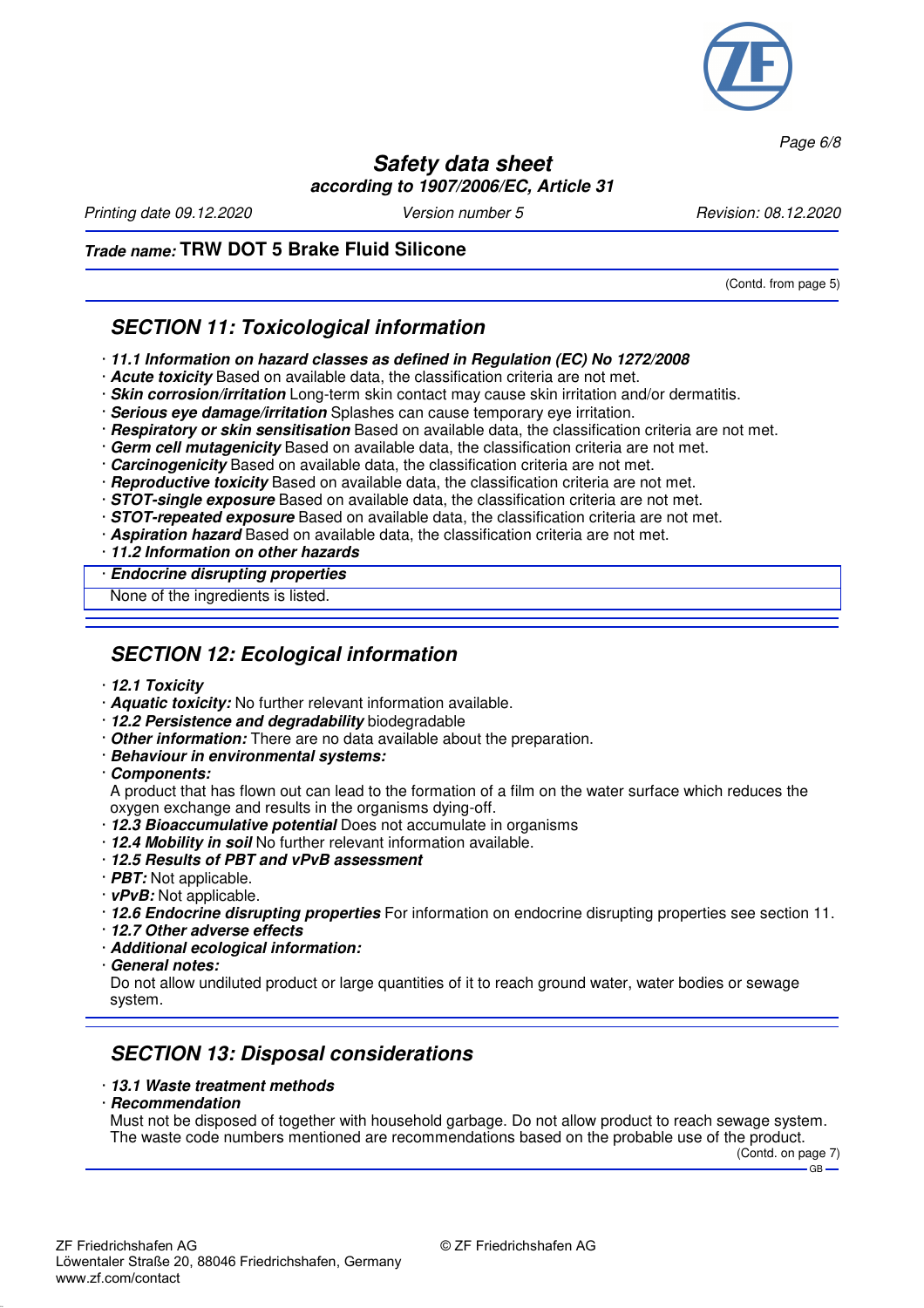**Trade name: TRW DOT 5 Brake Fluid Silicone**

(Contd. from page 5)

## SECTION 11: Toxicological information

· ***11.1 Information on hazard classes as defined in Regulation (EC) No 1272/2008***
· ***Acute toxicity*** Based on available data, the classification criteria are not met.
· ***Skin corrosion/irritation*** Long-term skin contact may cause skin irritation and/or dermatitis.
· ***Serious eye damage/irritation*** Splashes can cause temporary eye irritation.
· ***Respiratory or skin sensitisation*** Based on available data, the classification criteria are not met.
· ***Germ cell mutagenicity*** Based on available data, the classification criteria are not met.
· ***Carcinogenicity*** Based on available data, the classification criteria are not met.
· ***Reproductive toxicity*** Based on available data, the classification criteria are not met.
· ***STOT-single exposure*** Based on available data, the classification criteria are not met.
· ***STOT-repeated exposure*** Based on available data, the classification criteria are not met.
· ***Aspiration hazard*** Based on available data, the classification criteria are not met.
· ***11.2 Information on other hazards***
· ***Endocrine disrupting properties***

None of the ingredients is listed.

## SECTION 12: Ecological information

· ***12.1 Toxicity***
· ***Aquatic toxicity:*** No further relevant information available.
· ***12.2 Persistence and degradability*** biodegradable
· ***Other information:*** There are no data available about the preparation.
· ***Behaviour in environmental systems:***
· ***Components:***
A product that has flown out can lead to the formation of a film on the water surface which reduces the oxygen exchange and results in the organisms dying-off.
· ***12.3 Bioaccumulative potential*** Does not accumulate in organisms
· ***12.4 Mobility in soil*** No further relevant information available.
· ***12.5 Results of PBT and vPvB assessment***
· ***PBT:*** Not applicable.
· ***vPvB:*** Not applicable.
· ***12.6 Endocrine disrupting properties*** For information on endocrine disrupting properties see section 11.
· ***12.7 Other adverse effects***
· ***Additional ecological information:***
· ***General notes:***
Do not allow undiluted product or large quantities of it to reach ground water, water bodies or sewage system.

## SECTION 13: Disposal considerations

· ***13.1 Waste treatment methods***
· ***Recommendation***
Must not be disposed of together with household garbage. Do not allow product to reach sewage system. The waste code numbers mentioned are recommendations based on the probable use of the product.

(Contd. on page 7)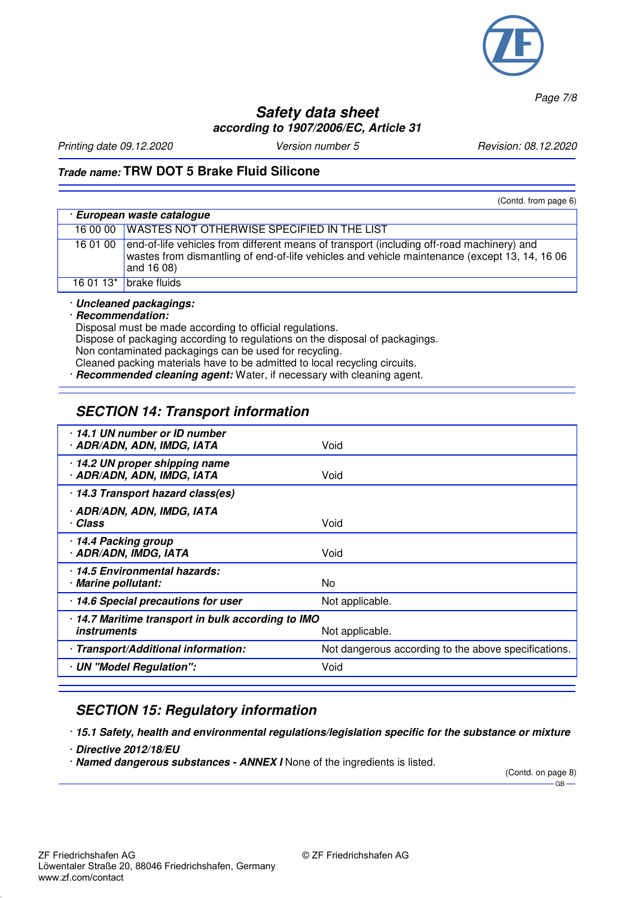(Contd. from page 6)

| · **European waste catalogue** | |
|---|---|
| 16 00 00 | WASTES NOT OTHERWISE SPECIFIED IN THE LIST |
| 16 01 00 | end-of-life vehicles from different means of transport (including off-road machinery) and wastes from dismantling of end-of-life vehicles and vehicle maintenance (except 13, 14, 16 06 and 16 08) |
| 16 01 13* | brake fluids |

· ***Uncleaned packagings:***
· ***Recommendation:***
Disposal must be made according to official regulations.
Dispose of packaging according to regulations on the disposal of packagings.
Non contaminated packagings can be used for recycling.
Cleaned packing materials have to be admitted to local recycling circuits.
· ***Recommended cleaning agent:*** Water, if necessary with cleaning agent.

## *SECTION 14: Transport information*

| | |
|---|---|
| · ***14.1 UN number or ID number***<br>· ***ADR/ADN, ADN, IMDG, IATA*** | Void |
| · ***14.2 UN proper shipping name***<br>· ***ADR/ADN, ADN, IMDG, IATA*** | Void |
| · ***14.3 Transport hazard class(es)*** | |
| · ***ADR/ADN, ADN, IMDG, IATA***<br>· ***Class*** | Void |
| · ***14.4 Packing group***<br>· ***ADR/ADN, IMDG, IATA*** | Void |
| · ***14.5 Environmental hazards:***<br>· ***Marine pollutant:*** | No |
| · ***14.6 Special precautions for user*** | Not applicable. |
| · ***14.7 Maritime transport in bulk according to IMO instruments*** | Not applicable. |
| · ***Transport/Additional information:*** | Not dangerous according to the above specifications. |
| · ***UN "Model Regulation":*** | Void |

## *SECTION 15: Regulatory information*

· ***15.1 Safety, health and environmental regulations/legislation specific for the substance or mixture***
· ***Directive 2012/18/EU***
· ***Named dangerous substances - ANNEX I*** None of the ingredients is listed.

(Contd. on page 8)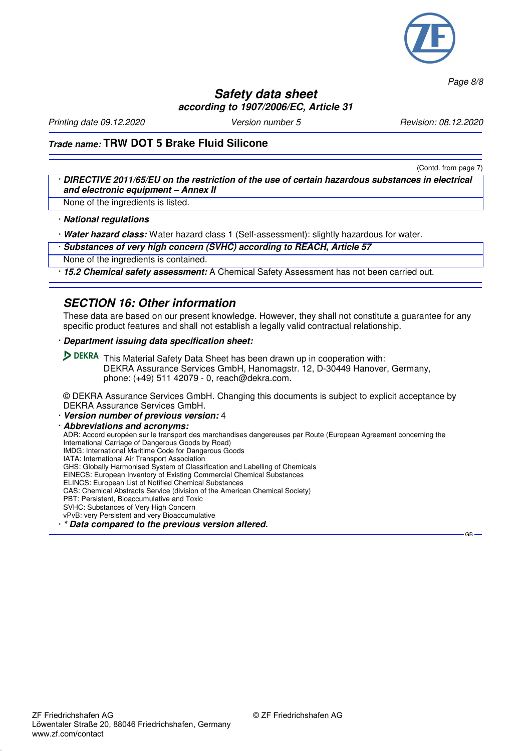(Contd. from page 7)

· **DIRECTIVE 2011/65/EU on the restriction of the use of certain hazardous substances in electrical and electronic equipment – Annex II**

None of the ingredients is listed.

· **National regulations**

· **Water hazard class:** Water hazard class 1 (Self-assessment): slightly hazardous for water.

· **Substances of very high concern (SVHC) according to REACH, Article 57**

None of the ingredients is contained.

· **15.2 Chemical safety assessment:** A Chemical Safety Assessment has not been carried out.

## SECTION 16: Other information

These data are based on our present knowledge. However, they shall not constitute a guarantee for any specific product features and shall not establish a legally valid contractual relationship.

· **Department issuing data specification sheet:**

DEKRA This Material Safety Data Sheet has been drawn up in cooperation with:
DEKRA Assurance Services GmbH, Hanomagstr. 12, D-30449 Hanover, Germany,
phone: (+49) 511 42079 - 0, reach@dekra.com.

© DEKRA Assurance Services GmbH. Changing this documents is subject to explicit acceptance by DEKRA Assurance Services GmbH.

· **Version number of previous version:** 4

· **Abbreviations and acronyms:**

ADR: Accord européen sur le transport des marchandises dangereuses par Route (European Agreement concerning the International Carriage of Dangerous Goods by Road)
IMDG: International Maritime Code for Dangerous Goods
IATA: International Air Transport Association
GHS: Globally Harmonised System of Classification and Labelling of Chemicals
EINECS: European Inventory of Existing Commercial Chemical Substances
ELINCS: European List of Notified Chemical Substances
CAS: Chemical Abstracts Service (division of the American Chemical Society)
PBT: Persistent, Bioaccumulative and Toxic
SVHC: Substances of Very High Concern
vPvB: very Persistent and very Bioaccumulative

· **\* Data compared to the previous version altered.**